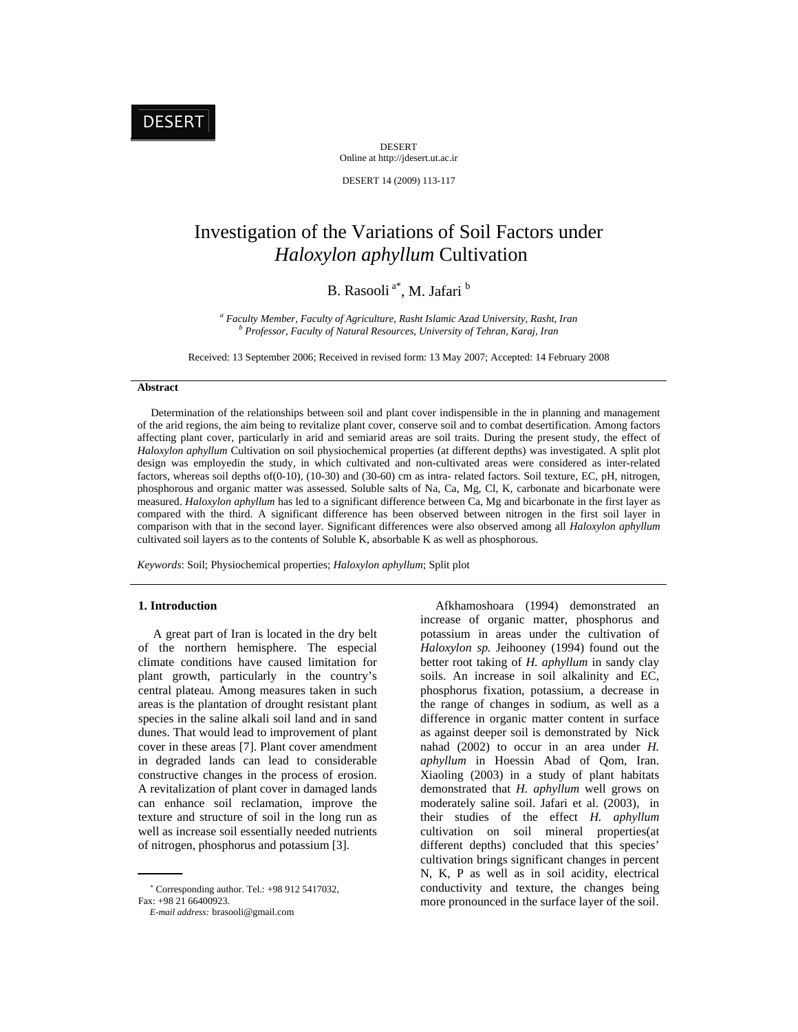# Investigation of the Variations of Soil Factors under *Haloxylon aphyllum* Cultivation

B. Rasooli [a*], M. Jafari [b]

[a] *Faculty Member, Faculty of Agriculture, Rasht Islamic Azad University, Rasht, Iran*
[b] *Professor, Faculty of Natural Resources, University of Tehran, Karaj, Iran*

Received: 13 September 2006; Received in revised form: 13 May 2007; Accepted: 14 February 2008

### Abstract

Determination of the relationships between soil and plant cover indispensible in the in planning and management of the arid regions, the aim being to revitalize plant cover, conserve soil and to combat desertification. Among factors affecting plant cover, particularly in arid and semiarid areas are soil traits. During the present study, the effect of *Haloxylon aphyllum* Cultivation on soil physiochemical properties (at different depths) was investigated. A split plot design was employedin the study, in which cultivated and non-cultivated areas were considered as inter-related factors, whereas soil depths of(0-10), (10-30) and (30-60) cm as intra- related factors. Soil texture, EC, pH, nitrogen, phosphorous and organic matter was assessed. Soluble salts of Na, Ca, Mg, Cl, K, carbonate and bicarbonate were measured. *Haloxylon aphyllum* has led to a significant difference between Ca, Mg and bicarbonate in the first layer as compared with the third. A significant difference has been observed between nitrogen in the first soil layer in comparison with that in the second layer. Significant differences were also observed among all *Haloxylon aphyllum* cultivated soil layers as to the contents of Soluble K, absorbable K as well as phosphorous.

*Keywords*: Soil; Physiochemical properties; *Haloxylon aphyllum*; Split plot

## 1. Introduction

A great part of Iran is located in the dry belt of the northern hemisphere. The especial climate conditions have caused limitation for plant growth, particularly in the country's central plateau. Among measures taken in such areas is the plantation of drought resistant plant species in the saline alkali soil land and in sand dunes. That would lead to improvement of plant cover in these areas [7]. Plant cover amendment in degraded lands can lead to considerable constructive changes in the process of erosion. A revitalization of plant cover in damaged lands can enhance soil reclamation, improve the texture and structure of soil in the long run as well as increase soil essentially needed nutrients of nitrogen, phosphorus and potassium [3].

Afkhamoshoara (1994) demonstrated an increase of organic matter, phosphorus and potassium in areas under the cultivation of *Haloxylon sp.* Jeihooney (1994) found out the better root taking of *H. aphyllum* in sandy clay soils. An increase in soil alkalinity and EC, phosphorus fixation, potassium, a decrease in the range of changes in sodium, as well as a difference in organic matter content in surface as against deeper soil is demonstrated by Nick nahad (2002) to occur in an area under *H. aphyllum* in Hoessin Abad of Qom, Iran. Xiaoling (2003) in a study of plant habitats demonstrated that *H. aphyllum* well grows on moderately saline soil. Jafari et al. (2003), in their studies of the effect *H. aphyllum* cultivation on soil mineral properties(at different depths) concluded that this species' cultivation brings significant changes in percent N, K, P as well as in soil acidity, electrical conductivity and texture, the changes being more pronounced in the surface layer of the soil.

* Corresponding author. Tel.: +98 912 5417032, Fax: +98 21 66400923.
*E-mail address:* brasooli@gmail.com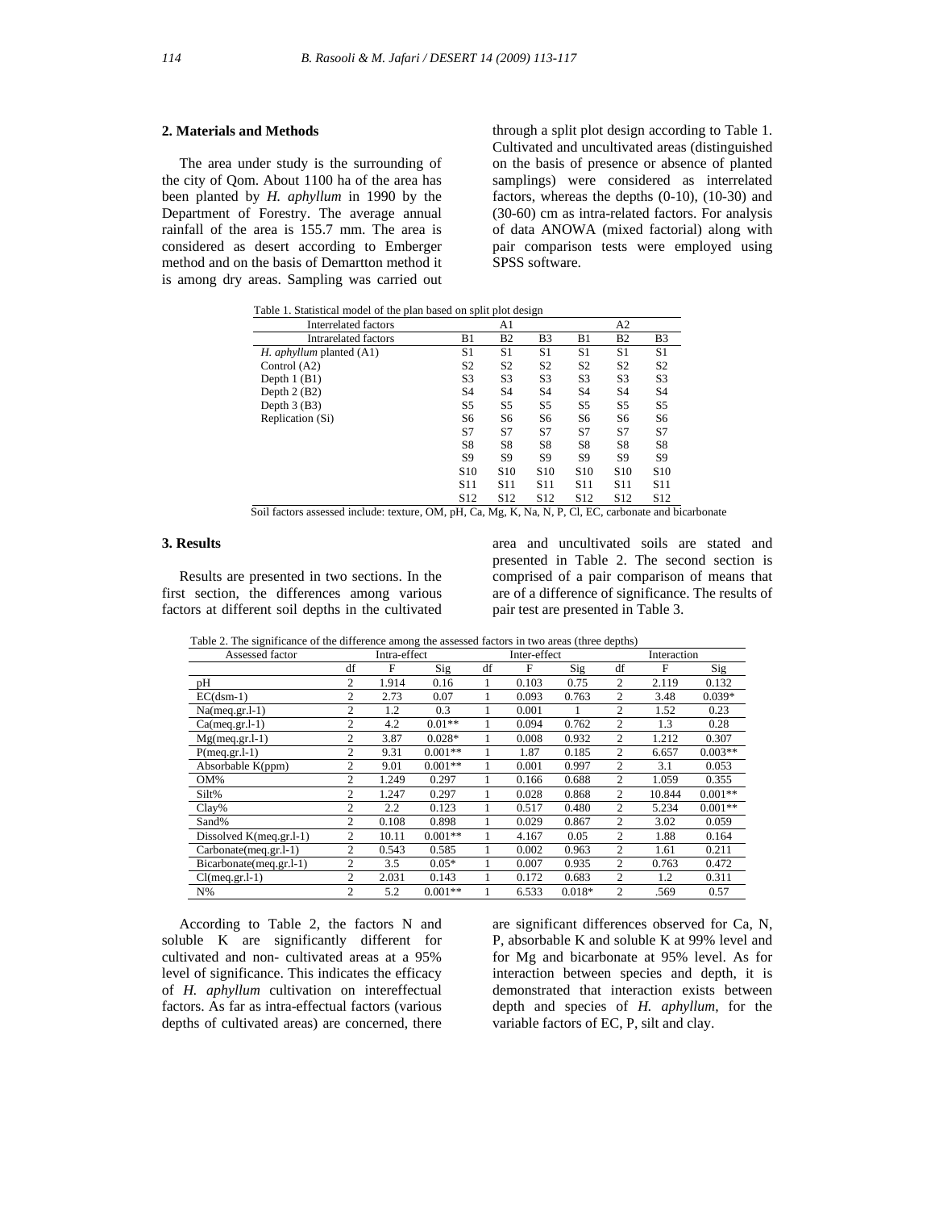## 2. Materials and Methods

The area under study is the surrounding of the city of Qom. About 1100 ha of the area has been planted by *H. aphyllum* in 1990 by the Department of Forestry. The average annual rainfall of the area is 155.7 mm. The area is considered as desert according to Emberger method and on the basis of Demartton method it is among dry areas. Sampling was carried out through a split plot design according to Table 1. Cultivated and uncultivated areas (distinguished on the basis of presence or absence of planted samplings) were considered as interrelated factors, whereas the depths (0-10), (10-30) and (30-60) cm as intra-related factors. For analysis of data ANOWA (mixed factorial) along with pair comparison tests were employed using SPSS software.

Table 1. Statistical model of the plan based on split plot design

| Interrelated factors | A1 | | | A2 | | |
|---|---|---|---|---|---|---|
| Intrarelated factors | B1 | B2 | B3 | B1 | B2 | B3 |
| *H. aphyllum* planted (A1) | S1 | S1 | S1 | S1 | S1 | S1 |
| Control (A2) | S2 | S2 | S2 | S2 | S2 | S2 |
| Depth 1 (B1) | S3 | S3 | S3 | S3 | S3 | S3 |
| Depth 2 (B2) | S4 | S4 | S4 | S4 | S4 | S4 |
| Depth 3 (B3) | S5 | S5 | S5 | S5 | S5 | S5 |
| Replication (Si) | S6 | S6 | S6 | S6 | S6 | S6 |
| | S7 | S7 | S7 | S7 | S7 | S7 |
| | S8 | S8 | S8 | S8 | S8 | S8 |
| | S9 | S9 | S9 | S9 | S9 | S9 |
| | S10 | S10 | S10 | S10 | S10 | S10 |
| | S11 | S11 | S11 | S11 | S11 | S11 |
| | S12 | S12 | S12 | S12 | S12 | S12 |

Soil factors assessed include: texture, OM, pH, Ca, Mg, K, Na, N, P, Cl, EC, carbonate and bicarbonate

## 3. Results

Results are presented in two sections. In the first section, the differences among various factors at different soil depths in the cultivated area and uncultivated soils are stated and presented in Table 2. The second section is comprised of a pair comparison of means that are of a difference of significance. The results of pair test are presented in Table 3.

Table 2. The significance of the difference among the assessed factors in two areas (three depths)

| Assessed factor | Intra-effect | | | Inter-effect | | | Interaction | | |
|---|---|---|---|---|---|---|---|---|---|
| | df | F | Sig | df | F | Sig | df | F | Sig |
| pH | 2 | 1.914 | 0.16 | 1 | 0.103 | 0.75 | 2 | 2.119 | 0.132 |
| EC(dsm-1) | 2 | 2.73 | 0.07 | 1 | 0.093 | 0.763 | 2 | 3.48 | 0.039* |
| Na(meq.gr.l-1) | 2 | 1.2 | 0.3 | 1 | 0.001 | 1 | 2 | 1.52 | 0.23 |
| Ca(meq.gr.l-1) | 2 | 4.2 | 0.01** | 1 | 0.094 | 0.762 | 2 | 1.3 | 0.28 |
| Mg(meq.gr.l-1) | 2 | 3.87 | 0.028* | 1 | 0.008 | 0.932 | 2 | 1.212 | 0.307 |
| P(meq.gr.l-1) | 2 | 9.31 | 0.001** | 1 | 1.87 | 0.185 | 2 | 6.657 | 0.003** |
| Absorbable K(ppm) | 2 | 9.01 | 0.001** | 1 | 0.001 | 0.997 | 2 | 3.1 | 0.053 |
| OM% | 2 | 1.249 | 0.297 | 1 | 0.166 | 0.688 | 2 | 1.059 | 0.355 |
| Silt% | 2 | 1.247 | 0.297 | 1 | 0.028 | 0.868 | 2 | 10.844 | 0.001** |
| Clay% | 2 | 2.2 | 0.123 | 1 | 0.517 | 0.480 | 2 | 5.234 | 0.001** |
| Sand% | 2 | 0.108 | 0.898 | 1 | 0.029 | 0.867 | 2 | 3.02 | 0.059 |
| Dissolved K(meq.gr.l-1) | 2 | 10.11 | 0.001** | 1 | 4.167 | 0.05 | 2 | 1.88 | 0.164 |
| Carbonate(meq.gr.l-1) | 2 | 0.543 | 0.585 | 1 | 0.002 | 0.963 | 2 | 1.61 | 0.211 |
| Bicarbonate(meq.gr.l-1) | 2 | 3.5 | 0.05* | 1 | 0.007 | 0.935 | 2 | 0.763 | 0.472 |
| Cl(meq.gr.l-1) | 2 | 2.031 | 0.143 | 1 | 0.172 | 0.683 | 2 | 1.2 | 0.311 |
| N% | 2 | 5.2 | 0.001** | 1 | 6.533 | 0.018* | 2 | .569 | 0.57 |

According to Table 2, the factors N and soluble K are significantly different for cultivated and non- cultivated areas at a 95% level of significance. This indicates the efficacy of *H. aphyllum* cultivation on intereffectual factors. As far as intra-effectual factors (various depths of cultivated areas) are concerned, there are significant differences observed for Ca, N, P, absorbable K and soluble K at 99% level and for Mg and bicarbonate at 95% level. As for interaction between species and depth, it is demonstrated that interaction exists between depth and species of *H. aphyllum*, for the variable factors of EC, P, silt and clay.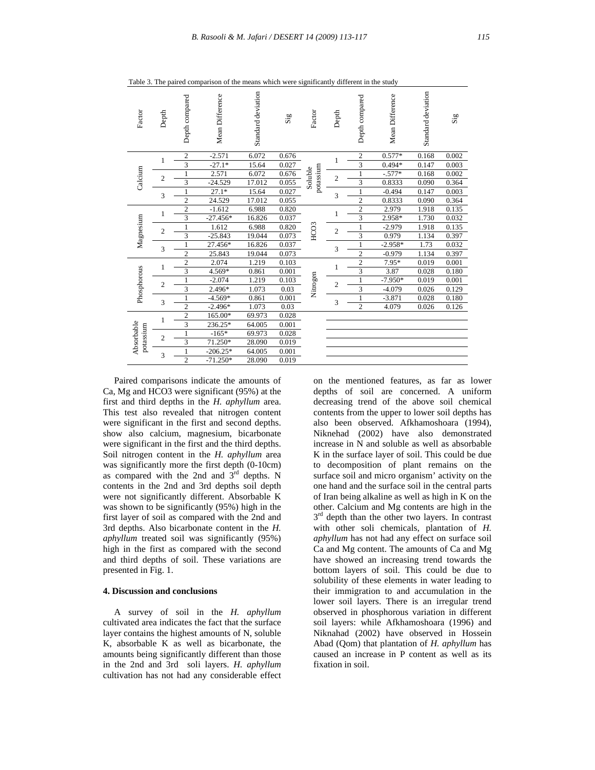Table 3. The paired comparison of the means which were significantly different in the study

| Factor | Depth | Depth compared | Mean Difference | Standard deviation | Sig | Factor | Depth | Depth compared | Mean Difference | Standard deviation | Sig |
|---|---|---|---|---|---|---|---|---|---|---|---|
| Calcium | 1 | 2 | -2.571 | 6.072 | 0.676 | Soluble potassium | 1 | 2 | 0.577* | 0.168 | 0.002 |
| | | 3 | -27.1* | 15.64 | 0.027 | | | 3 | 0.494* | 0.147 | 0.003 |
| | 2 | 1 | 2.571 | 6.072 | 0.676 | | 2 | 1 | -.577* | 0.168 | 0.002 |
| | | 3 | -24.529 | 17.012 | 0.055 | | | 3 | 0.8333 | 0.090 | 0.364 |
| | 3 | 1 | 27.1* | 15.64 | 0.027 | | 3 | 1 | -0.494 | 0.147 | 0.003 |
| | | 2 | 24.529 | 17.012 | 0.055 | | | 2 | 0.8333 | 0.090 | 0.364 |
| Magnesium | 1 | 2 | -1.612 | 6.988 | 0.820 | HCO3 | 1 | 2 | 2.979 | 1.918 | 0.135 |
| | | 3 | -27.456* | 16.826 | 0.037 | | | 3 | 2.958* | 1.730 | 0.032 |
| | 2 | 1 | 1.612 | 6.988 | 0.820 | | 2 | 1 | -2.979 | 1.918 | 0.135 |
| | | 3 | -25.843 | 19.044 | 0.073 | | | 3 | 0.979 | 1.134 | 0.397 |
| | 3 | 1 | 27.456* | 16.826 | 0.037 | | 3 | 1 | -2.958* | 1.73 | 0.032 |
| | | 2 | 25.843 | 19.044 | 0.073 | | | 2 | -0.979 | 1.134 | 0.397 |
| Phosphorous | 1 | 2 | 2.074 | 1.219 | 0.103 | Nitrogen | 1 | 2 | 7.95* | 0.019 | 0.001 |
| | | 3 | 4.569* | 0.861 | 0.001 | | | 3 | 3.87 | 0.028 | 0.180 |
| | 2 | 1 | -2.074 | 1.219 | 0.103 | | 2 | 1 | -7.950* | 0.019 | 0.001 |
| | | 3 | 2.496* | 1.073 | 0.03 | | | 3 | -4.079 | 0.026 | 0.129 |
| | 3 | 1 | -4.569* | 0.861 | 0.001 | | 3 | 1 | -3.871 | 0.028 | 0.180 |
| | | 2 | -2.496* | 1.073 | 0.03 | | | 2 | 4.079 | 0.026 | 0.126 |
| Absorbable potassium | 1 | 2 | 165.00* | 69.973 | 0.028 | | | | | | |
| | | 3 | 236.25* | 64.005 | 0.001 | | | | | | |
| | 2 | 1 | -165* | 69.973 | 0.028 | | | | | | |
| | | 3 | 71.250* | 28.090 | 0.019 | | | | | | |
| | 3 | 1 | -206.25* | 64.005 | 0.001 | | | | | | |
| | | 2 | -71.250* | 28.090 | 0.019 | | | | | | |

Paired comparisons indicate the amounts of Ca, Mg and HCO3 were significant (95%) at the first and third depths in the *H. aphyllum* area. This test also revealed that nitrogen content were significant in the first and second depths. show also calcium, magnesium, bicarbonate were significant in the first and the third depths. Soil nitrogen content in the *H. aphyllum* area was significantly more the first depth (0-10cm) as compared with the 2nd and 3rd depths. N contents in the 2nd and 3rd depths soil depth were not significantly different. Absorbable K was shown to be significantly (95%) high in the first layer of soil as compared with the 2nd and 3rd depths. Also bicarbonate content in the *H. aphyllum* treated soil was significantly (95%) high in the first as compared with the second and third depths of soil. These variations are presented in Fig. 1.

## 4. Discussion and conclusions

A survey of soil in the *H. aphyllum* cultivated area indicates the fact that the surface layer contains the highest amounts of N, soluble K, absorbable K as well as bicarbonate, the amounts being significantly different than those in the 2nd and 3rd soli layers. *H. aphyllum* cultivation has not had any considerable effect on the mentioned features, as far as lower depths of soil are concerned. A uniform decreasing trend of the above soil chemical contents from the upper to lower soil depths has also been observed. Afkhamoshoara (1994), Niknehad (2002) have also demonstrated increase in N and soluble as well as absorbable K in the surface layer of soil. This could be due to decomposition of plant remains on the surface soil and micro organism' activity on the one hand and the surface soil in the central parts of Iran being alkaline as well as high in K on the other. Calcium and Mg contents are high in the 3rd depth than the other two layers. In contrast with other soli chemicals, plantation of *H. aphyllum* has not had any effect on surface soil Ca and Mg content. The amounts of Ca and Mg have showed an increasing trend towards the bottom layers of soil. This could be due to solubility of these elements in water leading to their immigration to and accumulation in the lower soil layers. There is an irregular trend observed in phosphorous variation in different soil layers: while Afkhamoshoara (1996) and Niknahad (2002) have observed in Hossein Abad (Qom) that plantation of *H. aphyllum* has caused an increase in P content as well as its fixation in soil.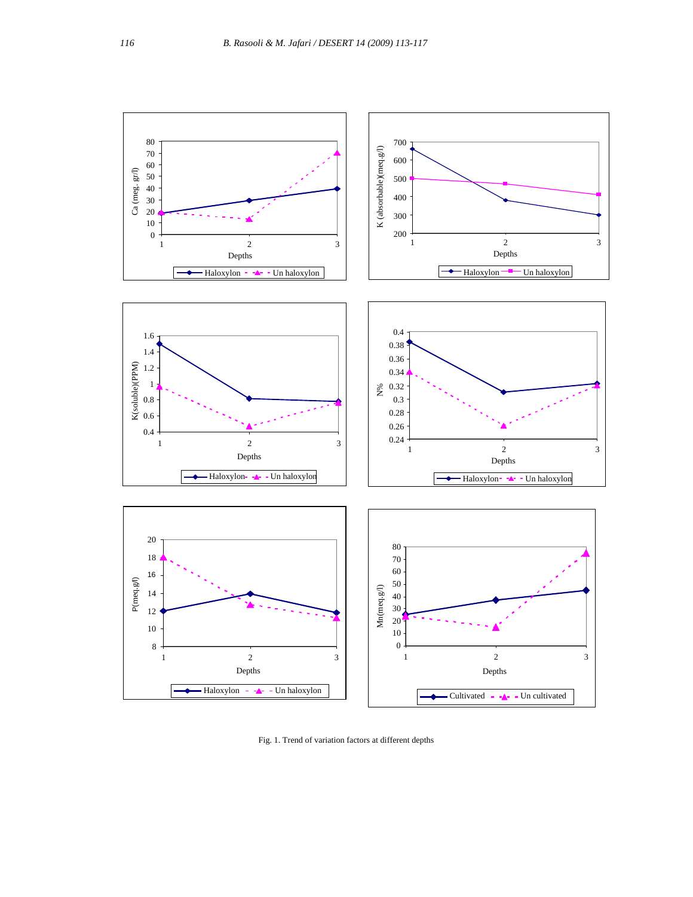Fig. 1. Trend of variation factors at different depths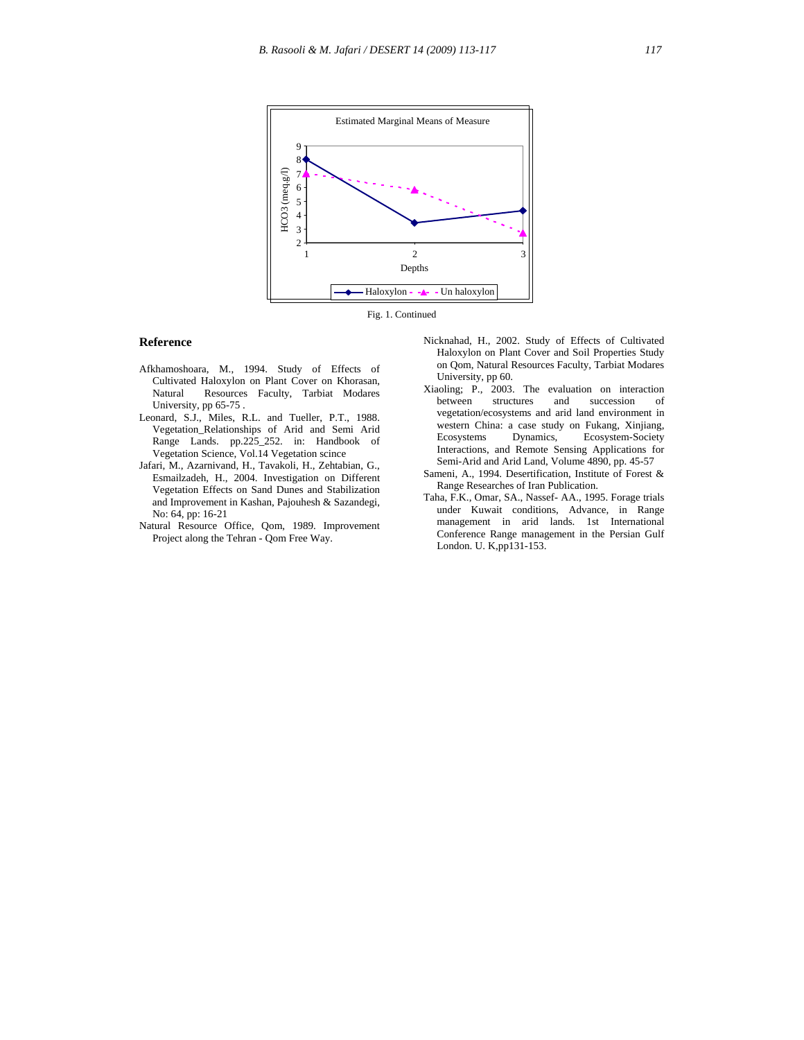Estimated Marginal Means of Measure

HCO3 (meq.g/l)

9
8
7
6
5
4
3
2

1
2
3

Depths

Haloxylon
Un haloxylon

Fig. 1. Continued

## Reference

Afkhamoshoara, M., 1994. Study of Effects of Cultivated Haloxylon on Plant Cover on Khorasan, Natural Resources Faculty, Tarbiat Modares University, pp 65-75 .

Leonard, S.J., Miles, R.L. and Tueller, P.T., 1988. Vegetation_Relationships of Arid and Semi Arid Range Lands. pp.225_252. in: Handbook of Vegetation Science, Vol.14 Vegetation scince

Jafari, M., Azarnivand, H., Tavakoli, H., Zehtabian, G., Esmailzadeh, H., 2004. Investigation on Different Vegetation Effects on Sand Dunes and Stabilization and Improvement in Kashan, Pajouhesh & Sazandegi, No: 64, pp: 16-21

Natural Resource Office, Qom, 1989. Improvement Project along the Tehran - Qom Free Way.

Nicknahad, H., 2002. Study of Effects of Cultivated Haloxylon on Plant Cover and Soil Properties Study on Qom, Natural Resources Faculty, Tarbiat Modares University, pp 60.

Xiaoling; P., 2003. The evaluation on interaction between structures and succession of vegetation/ecosystems and arid land environment in western China: a case study on Fukang, Xinjiang, Ecosystems Dynamics, Ecosystem-Society Interactions, and Remote Sensing Applications for Semi-Arid and Arid Land, Volume 4890, pp. 45-57

Sameni, A., 1994. Desertification, Institute of Forest & Range Researches of Iran Publication.

Taha, F.K., Omar, SA., Nassef- AA., 1995. Forage trials under Kuwait conditions, Advance, in Range management in arid lands. 1st International Conference Range management in the Persian Gulf London. U. K,pp131-153.